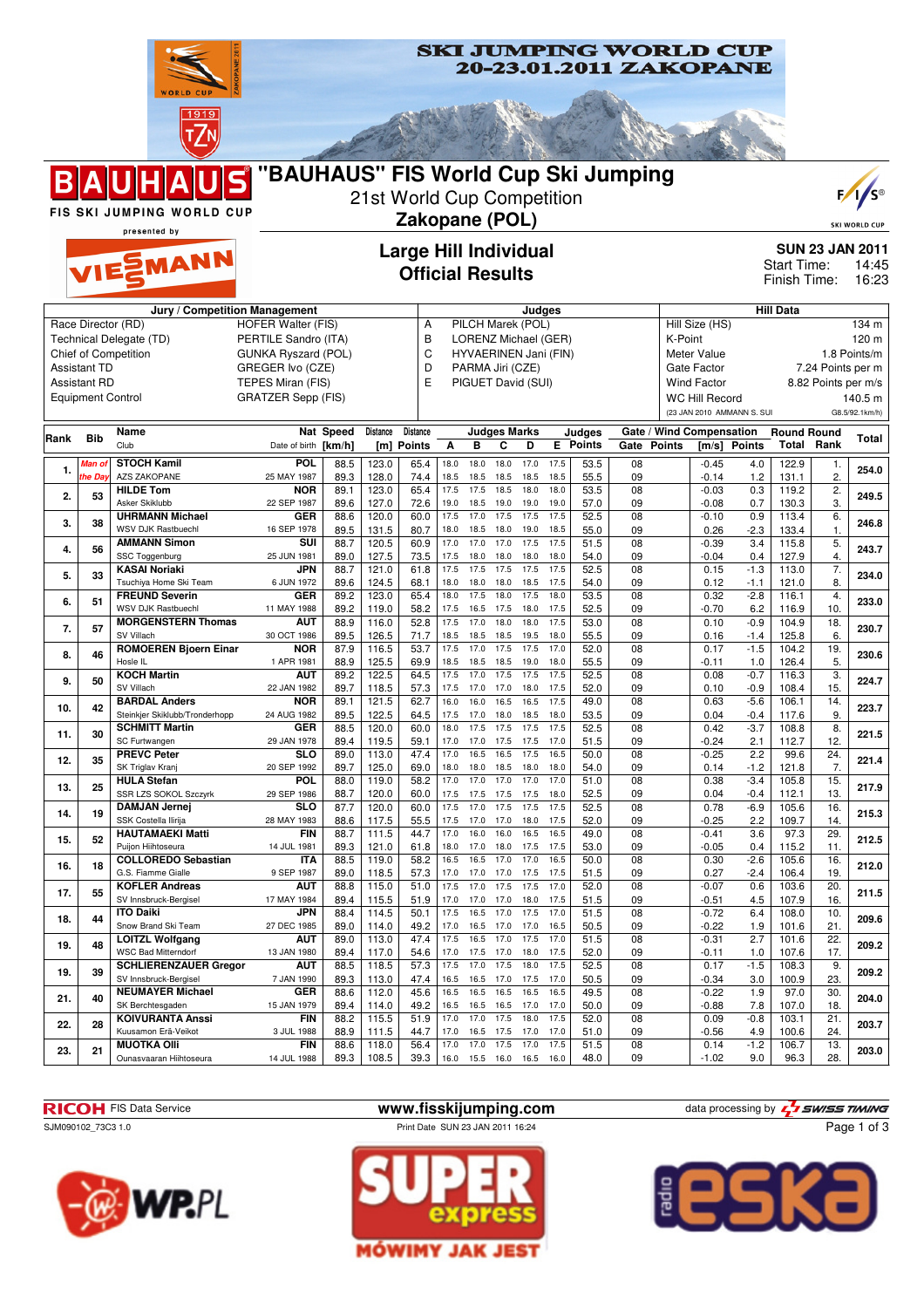# SKI JUMPING WORLD CUP 20-23.01.2011 ZAKOPANE

## "BAUHAUS" FIS World Cup Ski Jumping

21st World Cup Competition

**Zakopane (POL)**

FIS SKI JUMPING WORLD CUP presented by VIESSMANN

## Large Hill Individual
## Official Results

**SUN 23 JAN 2011**
Start Time: 14:45
Finish Time: 16:23

| Jury / Competition Management | | Judges | | Hill Data | |
|---|---|---|---|---|---|
| Race Director (RD) | HOFER Walter (FIS) | A | PILCH Marek (POL) | Hill Size (HS) | 134 m |
| Technical Delegate (TD) | PERTILE Sandro (ITA) | B | LORENZ Michael (GER) | K-Point | 120 m |
| Chief of Competition | GUNKA Ryszard (POL) | C | HYVAERINEN Jani (FIN) | Meter Value | 1.8 Points/m |
| Assistant TD | GREGER Ivo (CZE) | D | PARMA Jiri (CZE) | Gate Factor | 7.24 Points per m |
| Assistant RD | TEPES Miran (FIS) | E | PIGUET David (SUI) | Wind Factor | 8.82 Points per m/s |
| Equipment Control | GRATZER Sepp (FIS) | | | WC Hill Record | 140.5 m |
| | | | | (23 JAN 2010 AMMANN S. SUI | G8.5/92.1km/h) |

| Rank | Bib | Name / Club | Nat / Date of birth | Speed [km/h] | Distance [m] | Distance Points | A | B | C | D | E | Judges Points | Gate | Gate Points | Wind [m/s] | Wind Points | Round Total | Round Rank | Total |
|---|---|---|---|---|---|---|---|---|---|---|---|---|---|---|---|---|---|---|---|
| 1. | Man of the Day | STOCH Kamil | POL | 88.5 | 123.0 | 65.4 | 18.0 | 18.0 | 18.0 | 17.0 | 17.5 | 53.5 | 08 | | -0.45 | 4.0 | 122.9 | 1. | 254.0 |
| | | AZS ZAKOPANE | 25 MAY 1987 | 89.3 | 128.0 | 74.4 | 18.5 | 18.5 | 18.5 | 18.5 | 18.5 | 55.5 | 09 | | -0.14 | 1.2 | 131.1 | 2. | |
| 2. | 53 | HILDE Tom | NOR | 89.1 | 123.0 | 65.4 | 17.5 | 17.5 | 18.5 | 18.0 | 18.0 | 53.5 | 08 | | -0.03 | 0.3 | 119.2 | 2. | 249.5 |
| | | Asker Skiklubb | 22 SEP 1987 | 89.6 | 127.0 | 72.6 | 19.0 | 18.5 | 19.0 | 19.0 | 19.0 | 57.0 | 09 | | -0.08 | 0.7 | 130.3 | 3. | |
| 3. | 38 | UHRMANN Michael | GER | 88.6 | 120.0 | 60.0 | 17.5 | 17.0 | 17.5 | 17.5 | 17.5 | 52.5 | 08 | | -0.10 | 0.9 | 113.4 | 6. | 246.8 |
| | | WSV DJK Rastbuechl | 16 SEP 1978 | 89.5 | 131.5 | 80.7 | 18.0 | 18.5 | 18.0 | 19.0 | 18.5 | 55.0 | 09 | | 0.26 | -2.3 | 133.4 | 1. | |
| 4. | 56 | AMMANN Simon | SUI | 88.7 | 120.5 | 60.9 | 17.0 | 17.0 | 17.0 | 17.5 | 17.5 | 51.5 | 08 | | -0.39 | 3.4 | 115.8 | 5. | 243.7 |
| | | SSC Toggenburg | 25 JUN 1981 | 89.0 | 127.5 | 73.5 | 17.5 | 18.0 | 18.0 | 18.0 | 18.0 | 54.0 | 09 | | -0.04 | 0.4 | 127.9 | 4. | |
| 5. | 33 | KASAI Noriaki | JPN | 88.7 | 121.0 | 61.8 | 17.5 | 17.5 | 17.5 | 17.5 | 17.5 | 52.5 | 08 | | 0.15 | -1.3 | 113.0 | 7. | 234.0 |
| | | Tsuchiya Home Ski Team | 6 JUN 1972 | 89.6 | 124.5 | 68.1 | 18.0 | 18.0 | 18.0 | 18.5 | 17.5 | 54.0 | 09 | | 0.12 | -1.1 | 121.0 | 8. | |
| 6. | 51 | FREUND Severin | GER | 89.2 | 123.0 | 65.4 | 18.0 | 17.5 | 18.0 | 17.5 | 18.0 | 53.5 | 08 | | 0.32 | -2.8 | 116.1 | 4. | 233.0 |
| | | WSV DJK Rastbuechl | 11 MAY 1988 | 89.2 | 119.0 | 58.2 | 17.5 | 16.5 | 17.5 | 18.0 | 17.5 | 52.5 | 09 | | -0.70 | 6.2 | 116.9 | 10. | |
| 7. | 57 | MORGENSTERN Thomas | AUT | 88.9 | 116.0 | 52.8 | 17.5 | 17.0 | 18.0 | 18.0 | 17.5 | 53.0 | 08 | | 0.10 | -0.9 | 104.9 | 18. | 230.7 |
| | | SV Villach | 30 OCT 1986 | 89.5 | 126.5 | 71.7 | 18.5 | 18.5 | 18.5 | 19.5 | 18.0 | 55.5 | 09 | | 0.16 | -1.4 | 125.8 | 6. | |
| 8. | 46 | ROMOEREN Bjoern Einar | NOR | 87.9 | 116.5 | 53.7 | 17.5 | 17.0 | 17.5 | 17.5 | 17.0 | 52.0 | 08 | | 0.17 | -1.5 | 104.2 | 19. | 230.6 |
| | | Hosle IL | 1 APR 1981 | 88.9 | 125.5 | 69.9 | 18.5 | 18.5 | 18.5 | 19.0 | 18.0 | 55.5 | 09 | | -0.11 | 1.0 | 126.4 | 5. | |
| 9. | 50 | KOCH Martin | AUT | 89.2 | 122.5 | 64.5 | 17.5 | 17.0 | 17.5 | 17.5 | 17.5 | 52.5 | 08 | | 0.08 | -0.7 | 116.3 | 3. | 224.7 |
| | | SV Villach | 22 JAN 1982 | 89.7 | 118.5 | 57.3 | 17.5 | 17.0 | 17.0 | 18.0 | 17.5 | 52.0 | 09 | | 0.10 | -0.9 | 108.4 | 15. | |
| 10. | 42 | BARDAL Anders | NOR | 89.1 | 121.5 | 62.7 | 16.0 | 16.0 | 16.5 | 16.5 | 17.5 | 49.0 | 08 | | 0.63 | -5.6 | 106.1 | 14. | 223.7 |
| | | Steinkjer Skiklubb/Tronderhopp | 24 AUG 1982 | 89.5 | 122.5 | 64.5 | 17.5 | 17.0 | 18.0 | 18.5 | 18.0 | 53.5 | 09 | | 0.04 | -0.4 | 117.6 | 9. | |
| 11. | 30 | SCHMITT Martin | GER | 88.5 | 120.0 | 60.0 | 18.0 | 17.5 | 17.5 | 17.5 | 17.5 | 52.5 | 08 | | 0.42 | -3.7 | 108.8 | 8. | 221.5 |
| | | SC Furtwangen | 29 JAN 1978 | 89.4 | 119.5 | 59.1 | 17.0 | 17.0 | 17.5 | 17.5 | 17.0 | 51.5 | 09 | | -0.24 | 2.1 | 112.7 | 12. | |
| 12. | 35 | PREVC Peter | SLO | 89.0 | 113.0 | 47.4 | 17.0 | 16.5 | 16.5 | 17.5 | 16.5 | 50.0 | 08 | | -0.25 | 2.2 | 99.6 | 24. | 221.4 |
| | | SK Triglav Kranj | 20 SEP 1992 | 89.7 | 125.0 | 69.0 | 18.0 | 18.0 | 18.5 | 18.0 | 18.0 | 54.0 | 09 | | 0.14 | -1.2 | 121.8 | 7. | |
| 13. | 25 | HULA Stefan | POL | 88.0 | 119.0 | 58.2 | 17.0 | 17.0 | 17.0 | 17.0 | 17.0 | 51.0 | 08 | | 0.38 | -3.4 | 105.8 | 15. | 217.9 |
| | | SSR LZS SOKOL Szczyrk | 29 SEP 1986 | 88.7 | 120.0 | 60.0 | 17.5 | 17.5 | 17.5 | 17.5 | 18.0 | 52.5 | 09 | | 0.04 | -0.4 | 112.1 | 13. | |
| 14. | 19 | DAMJAN Jernej | SLO | 87.7 | 120.0 | 60.0 | 17.5 | 17.0 | 17.5 | 17.5 | 17.5 | 52.5 | 08 | | 0.78 | -6.9 | 105.6 | 16. | 215.3 |
| | | SSK Costella Ilirija | 28 MAY 1983 | 88.6 | 117.5 | 55.5 | 17.5 | 17.0 | 17.0 | 18.0 | 17.5 | 52.0 | 09 | | -0.25 | 2.2 | 109.7 | 14. | |
| 15. | 52 | HAUTAMAEKI Matti | FIN | 88.7 | 111.5 | 44.7 | 17.0 | 16.0 | 16.0 | 16.5 | 16.5 | 49.0 | 08 | | -0.41 | 3.6 | 97.3 | 29. | 212.5 |
| | | Puijon Hiihtoseura | 14 JUL 1981 | 89.3 | 121.0 | 61.8 | 18.0 | 17.0 | 18.0 | 17.5 | 17.5 | 53.0 | 09 | | -0.05 | 0.4 | 115.2 | 11. | |
| 16. | 18 | COLLOREDO Sebastian | ITA | 88.5 | 119.0 | 58.2 | 16.5 | 16.5 | 17.0 | 17.0 | 16.5 | 50.0 | 08 | | 0.30 | -2.6 | 105.6 | 16. | 212.0 |
| | | G.S. Fiamme Gialle | 9 SEP 1987 | 89.0 | 118.5 | 57.3 | 17.0 | 17.0 | 17.0 | 17.5 | 17.5 | 51.5 | 09 | | 0.27 | -2.4 | 106.4 | 19. | |
| 17. | 55 | KOFLER Andreas | AUT | 88.8 | 115.0 | 51.0 | 17.5 | 17.0 | 17.5 | 17.5 | 17.0 | 52.0 | 08 | | -0.07 | 0.6 | 103.6 | 20. | 211.5 |
| | | SV Innsbruck-Bergisel | 17 MAY 1984 | 89.4 | 115.5 | 51.9 | 17.0 | 17.0 | 17.0 | 18.0 | 17.5 | 51.5 | 09 | | -0.51 | 4.5 | 107.9 | 16. | |
| 18. | 44 | ITO Daiki | JPN | 88.4 | 114.5 | 50.1 | 17.5 | 16.5 | 17.0 | 17.5 | 17.0 | 51.5 | 08 | | -0.72 | 6.4 | 108.0 | 10. | 209.6 |
| | | Snow Brand Ski Team | 27 DEC 1985 | 89.0 | 114.0 | 49.2 | 17.0 | 16.5 | 17.0 | 17.0 | 16.5 | 50.5 | 09 | | -0.22 | 1.9 | 101.6 | 21. | |
| 19. | 48 | LOITZL Wolfgang | AUT | 89.0 | 113.0 | 47.4 | 17.5 | 16.5 | 17.0 | 17.5 | 17.0 | 51.5 | 08 | | -0.31 | 2.7 | 101.6 | 22. | 209.2 |
| | | WSC Bad Mitterndorf | 13 JAN 1980 | 89.4 | 117.0 | 54.6 | 17.0 | 17.5 | 17.0 | 18.0 | 17.5 | 52.0 | 09 | | -0.11 | 1.0 | 107.6 | 17. | |
| 19. | 39 | SCHLIERENZAUER Gregor | AUT | 88.5 | 118.5 | 57.3 | 17.5 | 17.0 | 17.5 | 18.0 | 17.5 | 52.5 | 08 | | 0.17 | -1.5 | 108.3 | 9. | 209.2 |
| | | SV Innsbruck-Bergisel | 7 JAN 1990 | 89.3 | 113.0 | 47.4 | 16.5 | 16.5 | 16.5 | 17.5 | 17.0 | 50.5 | 09 | | -0.34 | 3.0 | 100.9 | 23. | |
| 21. | 40 | NEUMAYER Michael | GER | 88.6 | 112.0 | 45.6 | 16.5 | 16.5 | 16.5 | 16.5 | 16.5 | 49.5 | 08 | | -0.22 | 1.9 | 97.0 | 30. | 204.0 |
| | | SK Berchtesgaden | 15 JAN 1979 | 89.4 | 114.0 | 49.2 | 16.5 | 16.5 | 16.5 | 17.0 | 17.0 | 50.0 | 09 | | -0.88 | 7.8 | 107.0 | 18. | |
| 22. | 28 | KOIVURANTA Anssi | FIN | 88.2 | 115.5 | 51.9 | 17.0 | 17.0 | 17.5 | 18.0 | 17.5 | 52.0 | 08 | | 0.09 | -0.8 | 103.1 | 21. | 203.7 |
| | | Kuusamon Erä-Veikot | 3 JUL 1988 | 88.9 | 111.5 | 44.7 | 17.0 | 16.5 | 17.5 | 16.5 | 17.0 | 51.0 | 09 | | -0.56 | 4.9 | 100.6 | 24. | |
| 23. | 21 | MUOTKA Olli | FIN | 88.6 | 118.0 | 56.4 | 17.0 | 17.0 | 17.5 | 17.0 | 17.5 | 51.5 | 08 | | 0.14 | -1.2 | 106.7 | 13. | 203.0 |
| | | Ounasvaaran Hiihtoseura | 14 JUL 1988 | 89.3 | 108.5 | 39.3 | 16.0 | 15.5 | 16.0 | 16.5 | 16.0 | 48.0 | 09 | | -1.02 | 9.0 | 96.3 | 28. | |

RICOH FIS Data Service www.fisskijumping.com data processing by SWISS TIMING

SJM090102_73C3 1.0 Print Date SUN 23 JAN 2011 16:24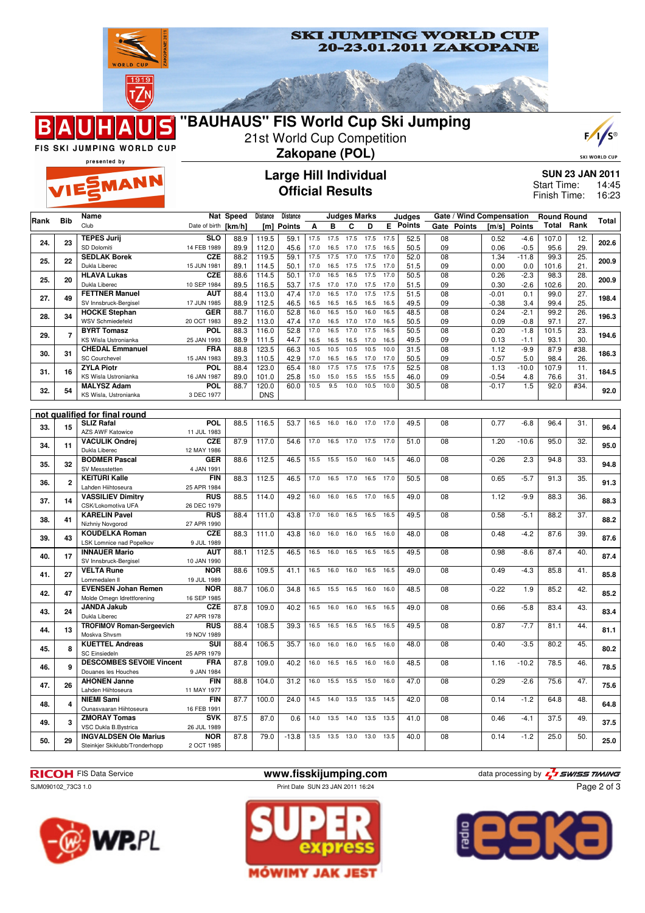# SKI JUMPING WORLD CUP 20-23.01.2011 ZAKOPANE

## "BAUHAUS" FIS World Cup Ski Jumping

21st World Cup Competition

**Zakopane (POL)**

## Large Hill Individual
## Official Results

**SUN 23 JAN 2011**
Start Time: 14:45
Finish Time: 16:23

| Rank | Bib | Name / Club | Nat / Date of birth | Speed [km/h] | Distance [m] | Distance Points | A | B | C | D | E | Judges Points | Gate | Gate Points | Wind [m/s] | Wind Points | Round Total | Round Rank | Total |
|---|---|---|---|---|---|---|---|---|---|---|---|---|---|---|---|---|---|---|---|
| 24. | 23 | TEPES Jurij / SD Dolomiti | SLO / 14 FEB 1989 | 88.9 / 89.9 | 119.5 / 112.0 | 59.1 / 45.6 | 17.5 / 17.0 | 17.5 / 16.5 | 17.5 / 17.0 | 17.5 / 17.5 | 17.5 / 16.5 | 52.5 / 50.5 | 08 / 09 | | 0.52 / 0.06 | -4.6 / -0.5 | 107.0 / 95.6 | 12. / 29. | 202.6 |
| 25. | 22 | SEDLAK Borek / Dukla Liberec | CZE / 15 JUN 1981 | 88.2 / 89.1 | 119.5 / 114.5 | 59.1 / 50.1 | 17.5 / 17.0 | 17.5 / 16.5 | 17.0 / 17.5 | 17.5 / 17.5 | 17.0 / 17.0 | 52.0 / 51.5 | 08 / 09 | | 1.34 / 0.00 | -11.8 / 0.0 | 99.3 / 101.6 | 25. / 21. | 200.9 |
| 25. | 20 | HLAVA Lukas / Dukla Liberec | CZE / 10 SEP 1984 | 88.6 / 89.5 | 114.5 / 116.5 | 50.1 / 53.7 | 17.0 / 17.5 | 16.5 / 17.0 | 16.5 / 17.0 | 17.5 / 17.5 | 17.0 / 17.0 | 50.5 / 51.5 | 08 / 09 | | 0.26 / 0.30 | -2.3 / -2.6 | 98.3 / 102.6 | 28. / 20. | 200.9 |
| 27. | 49 | FETTNER Manuel / SV Innsbruck-Bergisel | AUT / 17 JUN 1985 | 88.4 / 88.9 | 113.0 / 112.5 | 47.4 / 46.5 | 17.0 / 16.5 | 16.5 / 16.5 | 17.0 / 16.5 | 17.5 / 16.5 | 17.5 / 16.5 | 51.5 / 49.5 | 08 / 09 | | -0.01 / -0.38 | 0.1 / 3.4 | 99.0 / 99.4 | 27. / 25. | 198.4 |
| 28. | 34 | HOCKE Stephan / WSV Schmiedefeld | GER / 20 OCT 1983 | 88.7 / 89.2 | 116.0 / 113.0 | 52.8 / 47.4 | 16.0 / 17.0 | 16.5 / 16.5 | 15.0 / 17.0 | 16.0 / 17.0 | 16.5 / 16.5 | 48.5 / 50.5 | 08 / 09 | | 0.24 / 0.09 | -2.1 / -0.8 | 99.2 / 97.1 | 26. / 27. | 196.3 |
| 29. | 7 | BYRT Tomasz / KS Wisla Ustronianka | POL / 25 JAN 1993 | 88.3 / 88.9 | 116.0 / 111.5 | 52.8 / 44.7 | 17.0 / 16.5 | 16.5 / 16.5 | 17.0 / 16.5 | 17.5 / 17.0 | 16.5 / 16.5 | 50.5 / 49.5 | 08 / 09 | | 0.20 / 0.13 | -1.8 / -1.1 | 101.5 / 93.1 | 23. / 30. | 194.6 |
| 30. | 31 | CHEDAL Emmanuel / SC Courchevel | FRA / 15 JAN 1983 | 88.8 / 89.3 | 123.5 / 110.5 | 66.3 / 42.9 | 10.5 / 17.0 | 10.5 / 16.5 | 10.5 / 16.5 | 10.5 / 17.0 | 10.0 / 17.0 | 31.5 / 50.5 | 08 / 09 | | 1.12 / -0.57 | -9.9 / 5.0 | 87.9 / 98.4 | #38. / 26. | 186.3 |
| 31. | 16 | ZYLA Piotr / KS Wisla Ustronianka | POL / 16 JAN 1987 | 88.4 / 89.0 | 123.0 / 101.0 | 65.4 / 25.8 | 18.0 / 15.0 | 17.5 / 15.0 | 17.5 / 15.5 | 17.5 / 15.5 | 17.5 / 15.5 | 52.5 / 46.0 | 08 / 09 | | 1.13 / -0.54 | -10.0 / 4.8 | 107.9 / 76.6 | 11. / 31. | 184.5 |
| 32. | 54 | MALYSZ Adam / KS Wisla, Ustronianka | POL / 3 DEC 1977 | 88.7 | 120.0 / DNS | 60.0 | 10.5 | 9.5 | 10.0 | 10.5 | 10.0 | 30.5 | 08 | | -0.17 | 1.5 | 92.0 | #34. | 92.0 |

### not qualified for final round

| Rank | Bib | Name / Club | Nat / Date of birth | Speed [km/h] | Distance [m] | Distance Points | A | B | C | D | E | Judges Points | Gate | Gate Points | Wind [m/s] | Wind Points | Round Total | Round Rank | Total |
|---|---|---|---|---|---|---|---|---|---|---|---|---|---|---|---|---|---|---|---|
| 33. | 15 | SLIZ Rafal / AZS AWF Katowice | POL / 11 JUL 1983 | 88.5 | 116.5 | 53.7 | 16.5 | 16.0 | 16.0 | 17.0 | 17.0 | 49.5 | 08 | | 0.77 | -6.8 | 96.4 | 31. | 96.4 |
| 34. | 11 | VACULIK Ondrej / Dukla Liberec | CZE / 12 MAY 1986 | 87.9 | 117.0 | 54.6 | 17.0 | 16.5 | 17.0 | 17.5 | 17.0 | 51.0 | 08 | | 1.20 | -10.6 | 95.0 | 32. | 95.0 |
| 35. | 32 | BODMER Pascal / SV Messstetten | GER / 4 JAN 1991 | 88.6 | 112.5 | 46.5 | 15.5 | 15.5 | 15.0 | 16.0 | 14.5 | 46.0 | 08 | | -0.26 | 2.3 | 94.8 | 33. | 94.8 |
| 36. | 2 | KEITURI Kalle / Lahden Hiihtoseura | FIN / 25 APR 1984 | 88.3 | 112.5 | 46.5 | 17.0 | 16.5 | 17.0 | 16.5 | 17.0 | 50.5 | 08 | | 0.65 | -5.7 | 91.3 | 35. | 91.3 |
| 37. | 14 | VASSILIEV Dimitry / CSK/Lokomotiva UFA | RUS / 26 DEC 1979 | 88.5 | 114.0 | 49.2 | 16.0 | 16.0 | 16.5 | 17.0 | 16.5 | 49.0 | 08 | | 1.12 | -9.9 | 88.3 | 36. | 88.3 |
| 38. | 41 | KARELIN Pavel / Nizhny Novgorod | RUS / 27 APR 1990 | 88.4 | 111.0 | 43.8 | 17.0 | 16.0 | 16.5 | 16.5 | 16.5 | 49.5 | 08 | | 0.58 | -5.1 | 88.2 | 37. | 88.2 |
| 39. | 43 | KOUDELKA Roman / LSK Lomnice nad Popelkov | CZE / 9 JUL 1989 | 88.3 | 111.0 | 43.8 | 16.0 | 16.0 | 16.0 | 16.5 | 16.0 | 48.0 | 08 | | 0.48 | -4.2 | 87.6 | 39. | 87.6 |
| 40. | 17 | INNAUER Mario / SV Innsbruck-Bergisel | AUT / 10 JAN 1990 | 88.1 | 112.5 | 46.5 | 16.5 | 16.0 | 16.5 | 16.5 | 16.5 | 49.5 | 08 | | 0.98 | -8.6 | 87.4 | 40. | 87.4 |
| 41. | 27 | VELTA Rune / Lommedalen Il | NOR / 19 JUL 1989 | 88.6 | 109.5 | 41.1 | 16.5 | 16.0 | 16.0 | 16.5 | 16.5 | 49.0 | 08 | | 0.49 | -4.3 | 85.8 | 41. | 85.8 |
| 42. | 47 | EVENSEN Johan Remen / Molde Omegn Idrettforening | NOR / 16 SEP 1985 | 88.7 | 106.0 | 34.8 | 16.5 | 15.5 | 16.5 | 16.0 | 16.0 | 48.5 | 08 | | -0.22 | 1.9 | 85.2 | 42. | 85.2 |
| 43. | 24 | JANDA Jakub / Dukla Liberec | CZE / 27 APR 1978 | 87.8 | 109.0 | 40.2 | 16.5 | 16.0 | 16.0 | 16.5 | 16.5 | 49.0 | 08 | | 0.66 | -5.8 | 83.4 | 43. | 83.4 |
| 44. | 13 | TROFIMOV Roman-Sergeevich / Moskva Shvsm | RUS / 19 NOV 1989 | 88.4 | 108.5 | 39.3 | 16.5 | 16.5 | 16.5 | 16.5 | 16.5 | 49.5 | 08 | | 0.87 | -7.7 | 81.1 | 44. | 81.1 |
| 45. | 8 | KUETTEL Andreas / SC Einsiedeln | SUI / 25 APR 1979 | 88.4 | 106.5 | 35.7 | 16.0 | 16.0 | 16.0 | 16.5 | 16.0 | 48.0 | 08 | | 0.40 | -3.5 | 80.2 | 45. | 80.2 |
| 46. | 9 | DESCOMBES SEVOIE Vincent / Douanes les Houches | FRA / 9 JAN 1984 | 87.8 | 109.0 | 40.2 | 16.0 | 16.5 | 16.5 | 16.0 | 16.0 | 48.5 | 08 | | 1.16 | -10.2 | 78.5 | 46. | 78.5 |
| 47. | 26 | AHONEN Janne / Lahden Hiihtoseura | FIN / 11 MAY 1977 | 88.8 | 104.0 | 31.2 | 16.0 | 15.5 | 15.5 | 15.0 | 16.0 | 47.0 | 08 | | 0.29 | -2.6 | 75.6 | 47. | 75.6 |
| 48. | 4 | NIEMI Sami / Ounasvaaran Hiihtoseura | FIN / 16 FEB 1991 | 87.7 | 100.0 | 24.0 | 14.5 | 14.0 | 13.5 | 13.5 | 14.5 | 42.0 | 08 | | 0.14 | -1.2 | 64.8 | 48. | 64.8 |
| 49. | 3 | ZMORAY Tomas / VSC Dukla B.Bystrica | SVK / 26 JUL 1989 | 87.5 | 87.0 | 0.6 | 14.0 | 13.5 | 14.0 | 13.5 | 13.5 | 41.0 | 08 | | 0.46 | -4.1 | 37.5 | 49. | 37.5 |
| 50. | 29 | INGVALDSEN Ole Marius / Steinkjer Skiklubb/Tronderhopp | NOR / 2 OCT 1985 | 87.8 | 79.0 | -13.8 | 13.5 | 13.5 | 13.0 | 13.0 | 13.5 | 40.0 | 08 | | 0.14 | -1.2 | 25.0 | 50. | 25.0 |

RICOH FIS Data Service — www.fisskijumping.com — data processing by SWISS TIMING

SJM090102_73C3 1.0 — Print Date SUN 23 JAN 2011 16:24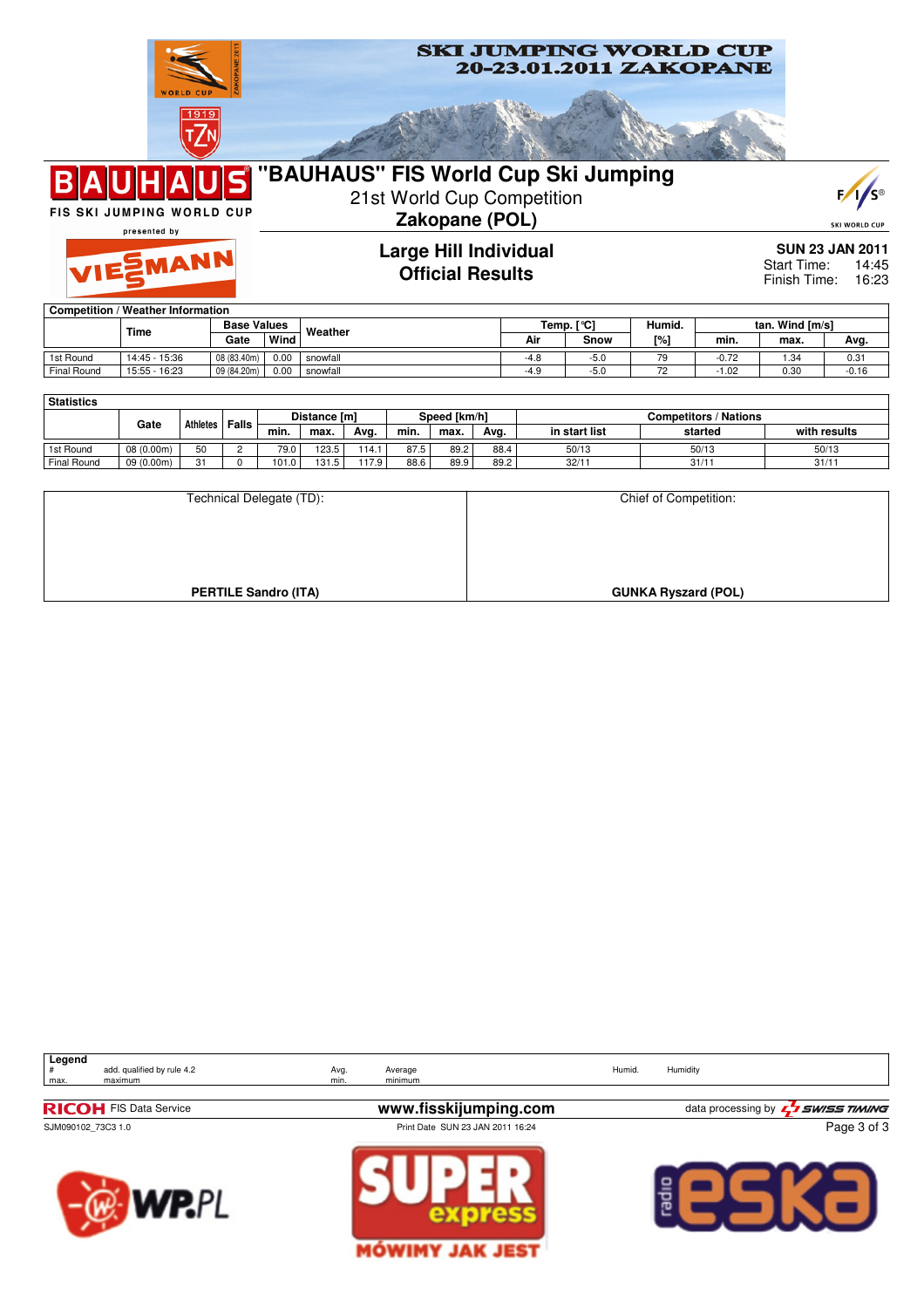SKI JUMPING WORLD CUP
20-23.01.2011 ZAKOPANE

# "BAUHAUS" FIS World Cup Ski Jumping

21st World Cup Competition

**Zakopane (POL)**

FIS SKI JUMPING WORLD CUP presented by VIESSMANN

## Large Hill Individual
## Official Results

**SUN 23 JAN 2011**
Start Time: 14:45
Finish Time: 16:23

**Competition / Weather Information**

| | Time | Base Values | | Weather | Temp. [°C] | | Humid. | tan. Wind [m/s] | | |
|---|---|---|---|---|---|---|---|---|---|---|
| | | Gate | Wind | | Air | Snow | [%] | min. | max. | Avg. |
| 1st Round | 14:45 - 15:36 | 08 (83.40m) | 0.00 | snowfall | -4.8 | -5.0 | 79 | -0.72 | 1.34 | 0.31 |
| Final Round | 15:55 - 16:23 | 09 (84.20m) | 0.00 | snowfall | -4.9 | -5.0 | 72 | -1.02 | 0.30 | -0.16 |

**Statistics**

| | Gate | Athletes | Falls | Distance [m] | | | Speed [km/h] | | | Competitors / Nations | | |
|---|---|---|---|---|---|---|---|---|---|---|---|---|
| | | | | min. | max. | Avg. | min. | max. | Avg. | in start list | started | with results |
| 1st Round | 08 (0.00m) | 50 | 2 | 79.0 | 123.5 | 114.1 | 87.5 | 89.2 | 88.4 | 50/13 | 50/13 | 50/13 |
| Final Round | 09 (0.00m) | 31 | 0 | 101.0 | 131.5 | 117.9 | 88.6 | 89.9 | 89.2 | 32/11 | 31/11 | 31/11 |

| Technical Delegate (TD): | Chief of Competition: |
|---|---|
| **PERTILE Sandro (ITA)** | **GUNKA Ryszard (POL)** |

**Legend**

| | | | | | |
|---|---|---|---|---|---|
| # | add. qualified by rule 4.2 | Avg. | Average | Humid. | Humidity |
| max. | maximum | min. | minimum | | |

RICOH FIS Data Service | www.fisskijumping.com | data processing by SWISS TIMING

SJM090102_73C3 1.0 | Print Date SUN 23 JAN 2011 16:24